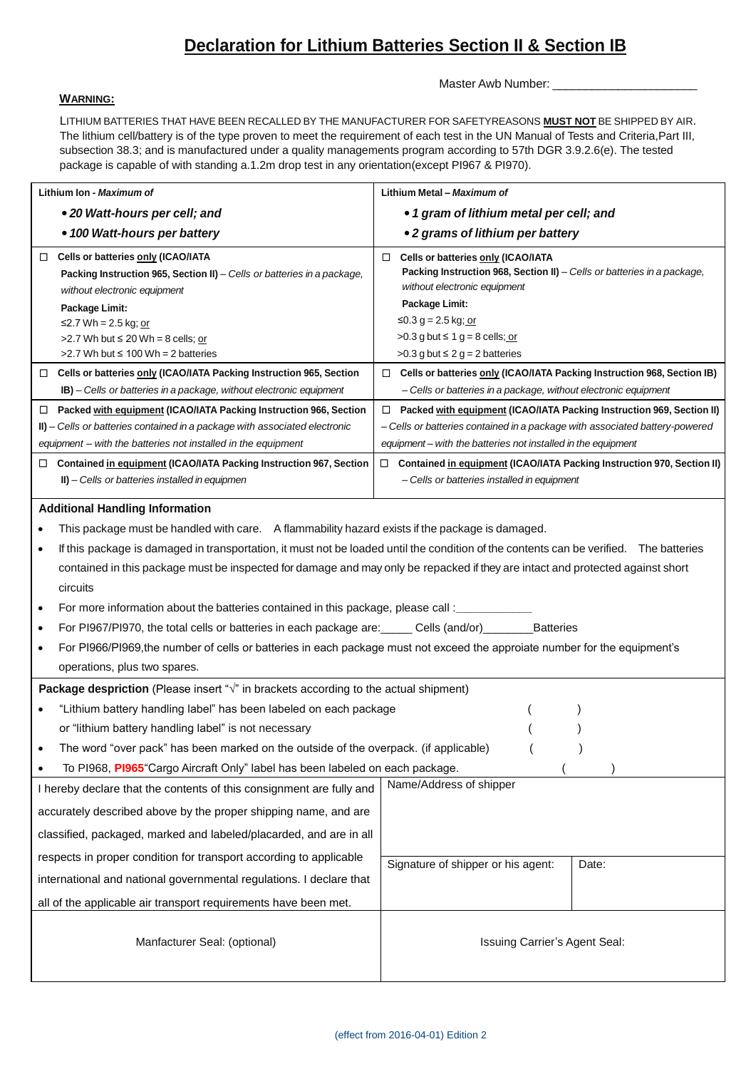# Declaration for Lithium Batteries Section II & Section IB

Master Awb Number: ______________________

**WARNING:**

LITHIUM BATTERIES THAT HAVE BEEN RECALLED BY THE MANUFACTURER FOR SAFETYREASONS **MUST NOT** BE SHIPPED BY AIR. The lithium cell/battery is of the type proven to meet the requirement of each test in the UN Manual of Tests and Criteria,Part III, subsection 38.3; and is manufactured under a quality managements program according to 57th DGR 3.9.2.6(e). The tested package is capable of with standing a.1.2m drop test in any orientation(except PI967 & PI970).

| **Lithium Ion - *Maximum of*** | **Lithium Metal – *Maximum of*** |
|---|---|
| ***• 20 Watt-hours per cell; and*** <br> ***• 100 Watt-hours per battery*** | ***• 1 gram of lithium metal per cell; and*** <br> ***• 2 grams of lithium per battery*** |
| ☐ **Cells or batteries only (ICAO/IATA Packing Instruction 965, Section II)** – *Cells or batteries in a package, without electronic equipment* <br> **Package Limit:** <br> ≤2.7 Wh = 2.5 kg; or <br> >2.7 Wh but ≤ 20 Wh = 8 cells; or <br> >2.7 Wh but ≤ 100 Wh = 2 batteries | ☐ **Cells or batteries only (ICAO/IATA Packing Instruction 968, Section II)** – *Cells or batteries in a package, without electronic equipment* <br> **Package Limit:** <br> ≤0.3 g = 2.5 kg; or <br> >0.3 g but ≤ 1 g = 8 cells; or <br> >0.3 g but ≤ 2 g = 2 batteries |
| ☐ **Cells or batteries only (ICAO/IATA Packing Instruction 965, Section IB)** – *Cells or batteries in a package, without electronic equipment* | ☐ **Cells or batteries only (ICAO/IATA Packing Instruction 968, Section IB)** – *Cells or batteries in a package, without electronic equipment* |
| ☐ **Packed with equipment (ICAO/IATA Packing Instruction 966, Section II)** – *Cells or batteries contained in a package with associated electronic equipment – with the batteries not installed in the equipment* | ☐ **Packed with equipment (ICAO/IATA Packing Instruction 969, Section II)** – *Cells or batteries contained in a package with associated battery-powered equipment – with the batteries not installed in the equipment* |
| ☐ **Contained in equipment (ICAO/IATA Packing Instruction 967, Section II)** – *Cells or batteries installed in equipmen* | ☐ **Contained in equipment (ICAO/IATA Packing Instruction 970, Section II)** – *Cells or batteries installed in equipment* |

**Additional Handling Information**

- This package must be handled with care. A flammability hazard exists if the package is damaged.
- If this package is damaged in transportation, it must not be loaded until the condition of the contents can be verified. The batteries contained in this package must be inspected for damage and may only be repacked if they are intact and protected against short circuits
- For more information about the batteries contained in this package, please call :____________
- For PI967/PI970, the total cells or batteries in each package are:_____ Cells (and/or)________Batteries
- For PI966/PI969,the number of cells or batteries in each package must not exceed the approiate number for the equipment's operations, plus two spares.

**Package despriction** (Please insert "√" in brackets according to the actual shipment)

- "Lithium battery handling label" has been labeled on each package ( )
  or "lithium battery handling label" is not necessary ( )
- The word "over pack" has been marked on the outside of the overpack. (if applicable) ( )
- To PI968, **PI965**"Cargo Aircraft Only" label has been labeled on each package. ( )

| I hereby declare that the contents of this consignment are fully and accurately described above by the proper shipping name, and are classified, packaged, marked and labeled/placarded, and are in all respects in proper condition for transport according to applicable international and national governmental regulations. I declare that all of the applicable air transport requirements have been met. | Name/Address of shipper | |
|---|---|---|
| | Signature of shipper or his agent: | Date: |
| Manfacturer Seal: (optional) | Issuing Carrier's Agent Seal: | |

(effect from 2016-04-01) Edition 2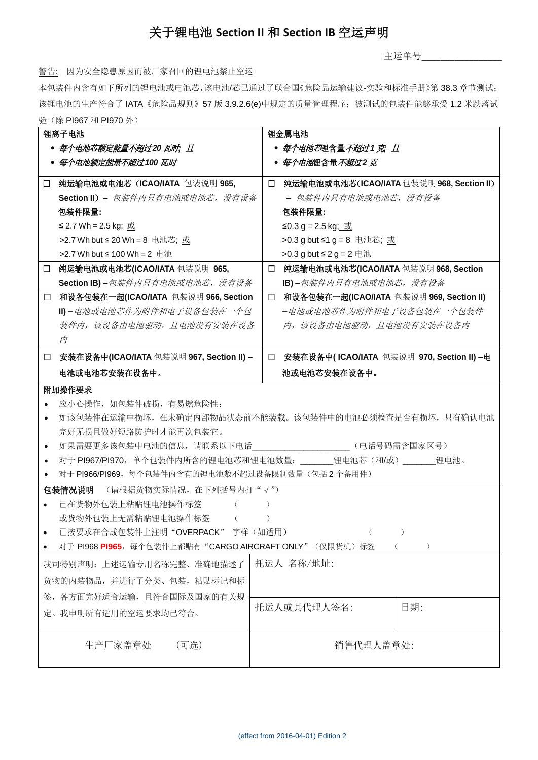# 关于锂电池 Section II 和 Section IB 空运声明

主运单号________________

警告：因为安全隐患原因而被厂家召回的锂电池禁止空运

本包装件内含有如下所列的锂电池或电池芯，该电池/芯已通过了联合国《危险品运输建议-实验和标准手册》第 38.3 章节测试；该锂电池的生产符合了 IATA《危险品规则》57 版 3.9.2.6(e)中规定的质量管理程序；被测试的包装件能够承受 1.2 米跌落试验（除 PI967 和 PI970 外）

| | |
|---|---|
| **锂离子电池**<br>• ***每个电池芯额定能量不超过 20 瓦时；且***<br>• ***每个电池额定能量不超过 100 瓦时*** | **锂金属电池**<br>• ***每个电池芯锂含量不超过 1 克；且***<br>• ***每个电池锂含量不超过 2 克*** |
| ☐ **纯运输电池或电池芯（ICAO/IATA** 包装说明 **965, Section II）**– *包装件内只有电池或电池芯，没有设备*<br>**包装件限量:**<br>≤ 2.7 Wh = 2.5 kg; 或<br>>2.7 Wh but ≤ 20 Wh = 8 电池芯; 或<br>>2.7 Wh but ≤ 100 Wh = 2 电池 | ☐ **纯运输电池或电池芯(ICAO/IATA** 包装说明 **968, Section II)** – *包装件内只有电池或电池芯，没有设备*<br>**包装件限量:**<br>≤0.3 g = 2.5 kg; 或<br>>0.3 g but ≤1 g = 8 电池芯; 或<br>>0.3 g but ≤ 2 g = 2 电池 |
| ☐ **纯运输电池或电池芯(ICAO/IATA** 包装说明 **965, Section IB)** – *包装件内只有电池或电池芯，没有设备* | ☐ **纯运输电池或电池芯(ICAO/IATA** 包装说明 **968, Section IB)** – *包装件内只有电池或电池芯，没有设备* |
| ☐ **和设备包装在一起(ICAO/IATA** 包装说明 **966, Section II)** – *电池或电池芯作为附件和电子设备包装在一个包装件内，该设备由电池驱动，且电池没有安装在设备内* | ☐ **和设备包装在一起(ICAO/IATA** 包装说明 **969, Section II)** – *电池或电池芯作为附件和电子设备包装在一个包装件内，该设备由电池驱动，且电池没有安装在设备内* |
| ☐ **安装在设备中(ICAO/IATA** 包装说明 **967, Section II)** – **电池或电池芯安装在设备中。** | ☐ **安装在设备中( ICAO/IATA** 包装说明 **970, Section II)** – **电池或电池芯安装在设备中。** |

**附加操作要求**

- 应小心操作，如包装件破损，有易燃危险性；
- 如该包装件在运输中损坏，在未确定内部物品状态前不能装载。该包装件中的电池必须检查是否有损坏，只有确认电池完好无损且做好短路防护时才能再次包装它。
- 如果需要更多该包装中电池的信息，请联系以下电话______________________（电话号码需含国家区号）
- 对于 PI967/PI970，单个包装件内所含的锂电池芯和锂电池数量：_______锂电池芯（和/或）_______锂电池。
- 对于 PI966/PI969，每个包装件内含有的锂电池数不超过设备限制数量（包括 2 个备用件）

**包装情况说明**　（请根据货物实际情况，在下列括号内打“√”）

- 已在货物外包装上粘贴锂电池操作标签　（　　）
  或货物外包装上无需粘贴锂电池操作标签　（　　）
- 已按要求在合成包装件上注明“OVERPACK”字样（如适用）　（　　）
- 对于 PI968 PI965，每个包装件上都贴有“CARGO AIRCRAFT ONLY”（仅限货机）标签　（　　）

| | | |
|---|---|---|
| 我司特别声明：上述运输专用名称完整、准确地描述了货物的内装物品，并进行了分类、包装，粘贴标记和标签，各方面完好适合运输，且符合国际及国家的有关规定。我申明所有适用的空运要求均已符合。 | 托运人 名称/地址: | |
| | 托运人或其代理人签名: | 日期: |
| 生产厂家盖章处　（可选） | 销售代理人盖章处: | |

(effect from 2016-04-01) Edition 2